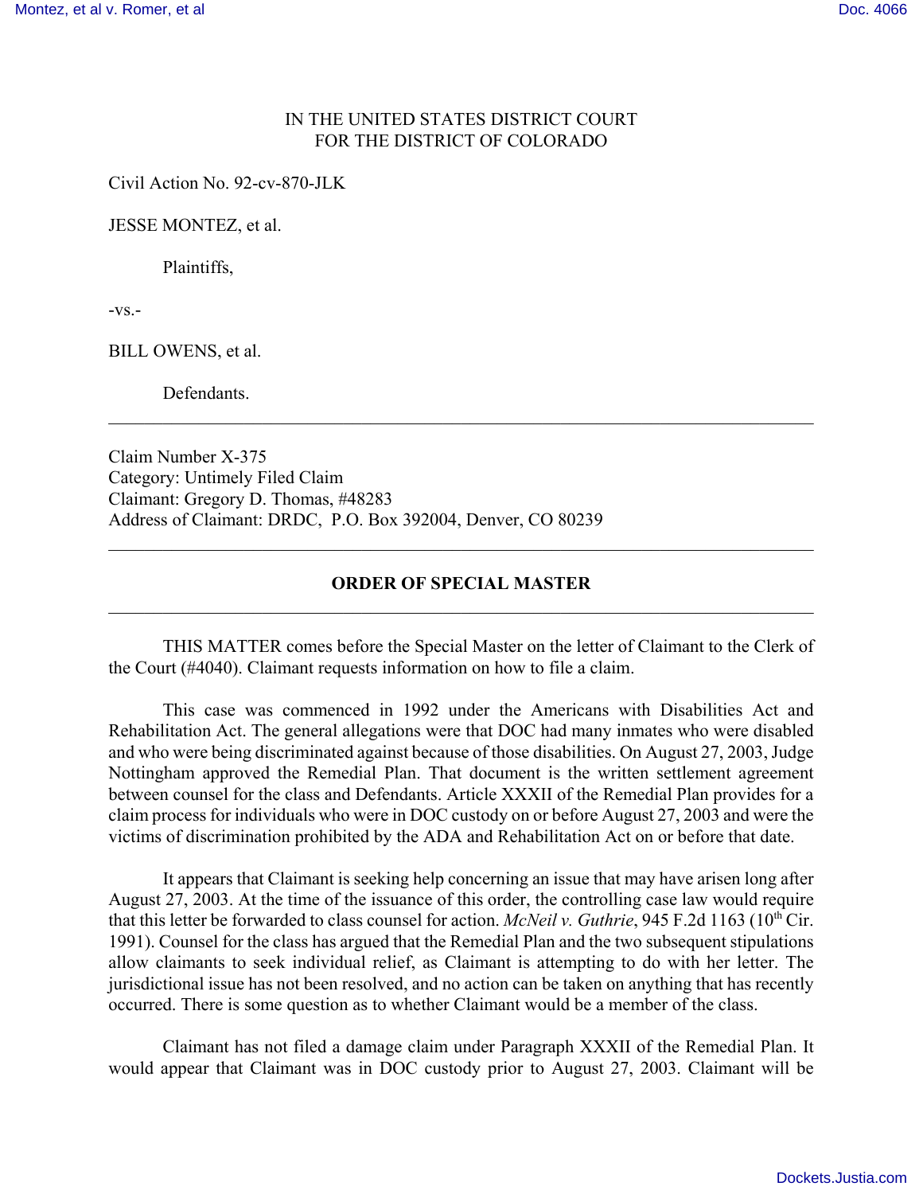IN THE UNITED STATES DISTRICT COURT
FOR THE DISTRICT OF COLORADO

Civil Action No. 92-cv-870-JLK

JESSE MONTEZ, et al.

Plaintiffs,

-vs.-

BILL OWENS, et al.

Defendants.

---

Claim Number X-375
Category: Untimely Filed Claim
Claimant: Gregory D. Thomas, #48283
Address of Claimant: DRDC, P.O. Box 392004, Denver, CO 80239

---

## ORDER OF SPECIAL MASTER

---

THIS MATTER comes before the Special Master on the letter of Claimant to the Clerk of the Court (#4040). Claimant requests information on how to file a claim.

This case was commenced in 1992 under the Americans with Disabilities Act and Rehabilitation Act. The general allegations were that DOC had many inmates who were disabled and who were being discriminated against because of those disabilities. On August 27, 2003, Judge Nottingham approved the Remedial Plan. That document is the written settlement agreement between counsel for the class and Defendants. Article XXXII of the Remedial Plan provides for a claim process for individuals who were in DOC custody on or before August 27, 2003 and were the victims of discrimination prohibited by the ADA and Rehabilitation Act on or before that date.

It appears that Claimant is seeking help concerning an issue that may have arisen long after August 27, 2003. At the time of the issuance of this order, the controlling case law would require that this letter be forwarded to class counsel for action. *McNeil v. Guthrie*, 945 F.2d 1163 (10th Cir. 1991). Counsel for the class has argued that the Remedial Plan and the two subsequent stipulations allow claimants to seek individual relief, as Claimant is attempting to do with her letter. The jurisdictional issue has not been resolved, and no action can be taken on anything that has recently occurred. There is some question as to whether Claimant would be a member of the class.

Claimant has not filed a damage claim under Paragraph XXXII of the Remedial Plan. It would appear that Claimant was in DOC custody prior to August 27, 2003. Claimant will be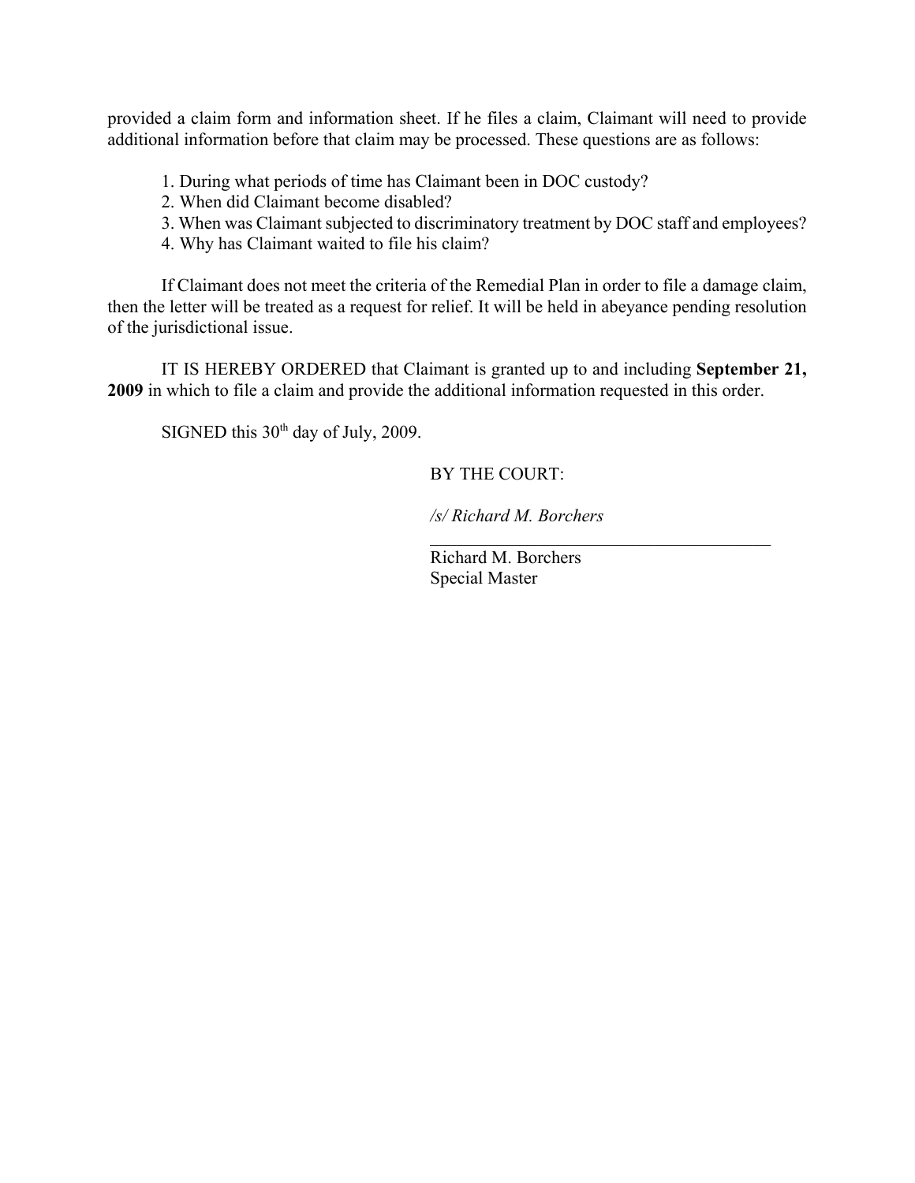provided a claim form and information sheet. If he files a claim, Claimant will need to provide additional information before that claim may be processed. These questions are as follows:

1. During what periods of time has Claimant been in DOC custody?
2. When did Claimant become disabled?
3. When was Claimant subjected to discriminatory treatment by DOC staff and employees?
4. Why has Claimant waited to file his claim?

If Claimant does not meet the criteria of the Remedial Plan in order to file a damage claim, then the letter will be treated as a request for relief. It will be held in abeyance pending resolution of the jurisdictional issue.

IT IS HEREBY ORDERED that Claimant is granted up to and including **September 21, 2009** in which to file a claim and provide the additional information requested in this order.

SIGNED this 30th day of July, 2009.

BY THE COURT:

*/s/ Richard M. Borchers*

Richard M. Borchers
Special Master